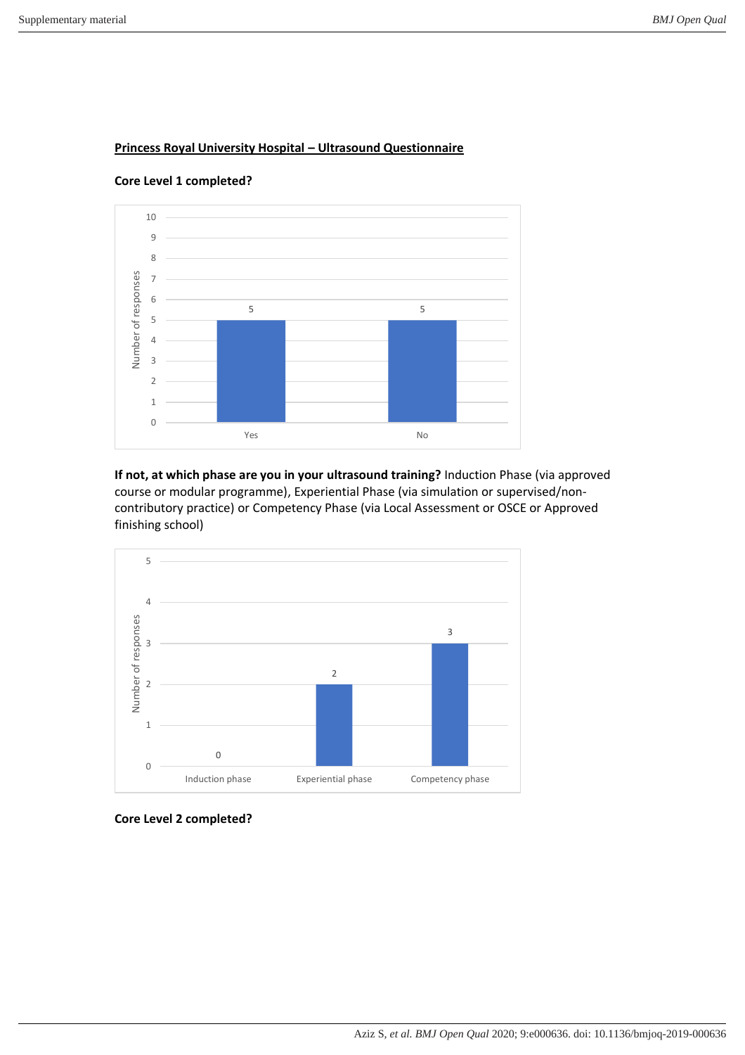## Princess Royal University Hospital – Ultrasound Questionnaire

**Core Level 1 completed?**

| Response | Number of responses |
| --- | --- |
| Yes | 5 |
| No | 5 |

**If not, at which phase are you in your ultrasound training?** Induction Phase (via approved course or modular programme), Experiential Phase (via simulation or supervised/non-contributory practice) or Competency Phase (via Local Assessment or OSCE or Approved finishing school)

| Phase | Number of responses |
| --- | --- |
| Induction phase | 0 |
| Experiential phase | 2 |
| Competency phase | 3 |

**Core Level 2 completed?**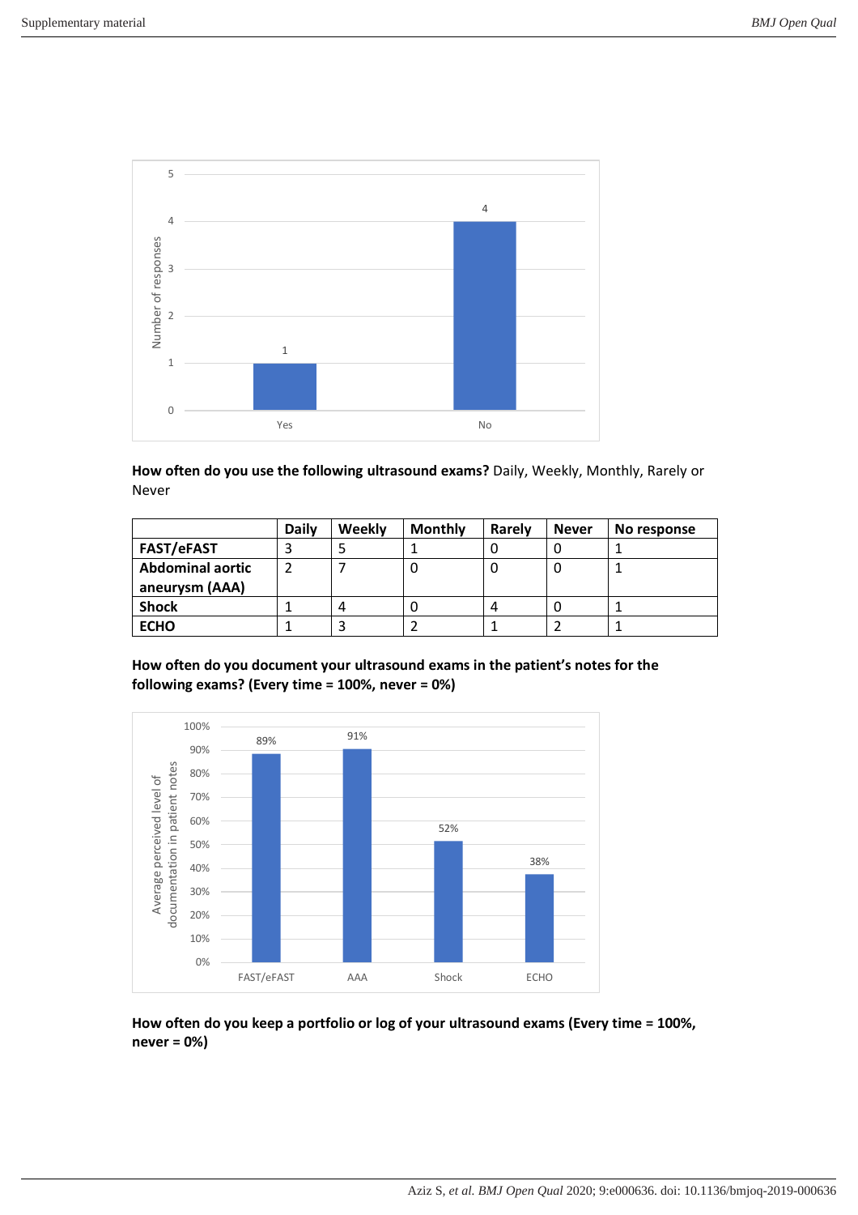How often do you use the following ultrasound exams? Daily, Weekly, Monthly, Rarely or Never

| | Daily | Weekly | Monthly | Rarely | Never | No response |
|---|---|---|---|---|---|---|
| **FAST/eFAST** | 3 | 5 | 1 | 0 | 0 | 1 |
| **Abdominal aortic aneurysm (AAA)** | 2 | 7 | 0 | 0 | 0 | 1 |
| **Shock** | 1 | 4 | 0 | 4 | 0 | 1 |
| **ECHO** | 1 | 3 | 2 | 1 | 2 | 1 |

**How often do you document your ultrasound exams in the patient's notes for the following exams? (Every time = 100%, never = 0%)**

**How often do you keep a portfolio or log of your ultrasound exams (Every time = 100%, never = 0%)**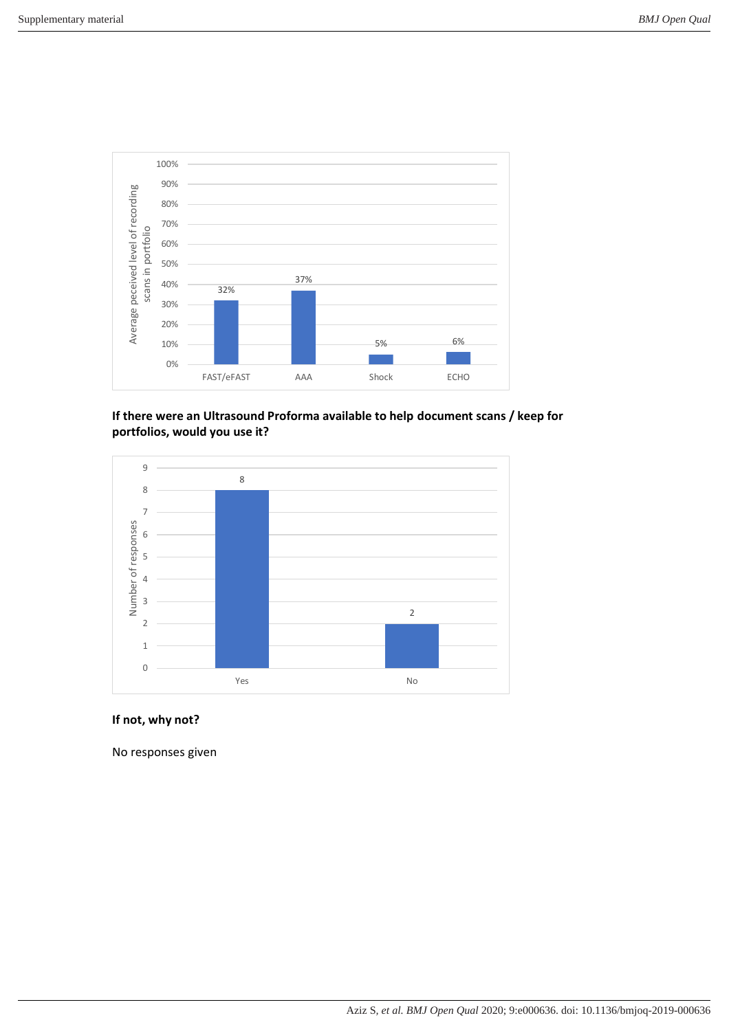Average peceived level of recording scans in portfolio

100%
90%
80%
70%
60%
50%
40%
30%
20%
10%
0%

32%
37%
5%
6%

FAST/eFAST
AAA
Shock
ECHO

**If there were an Ultrasound Proforma available to help document scans / keep for portfolios, would you use it?**

Number of responses

9
8
7
6
5
4
3
2
1
0

8
2

Yes
No

**If not, why not?**

No responses given